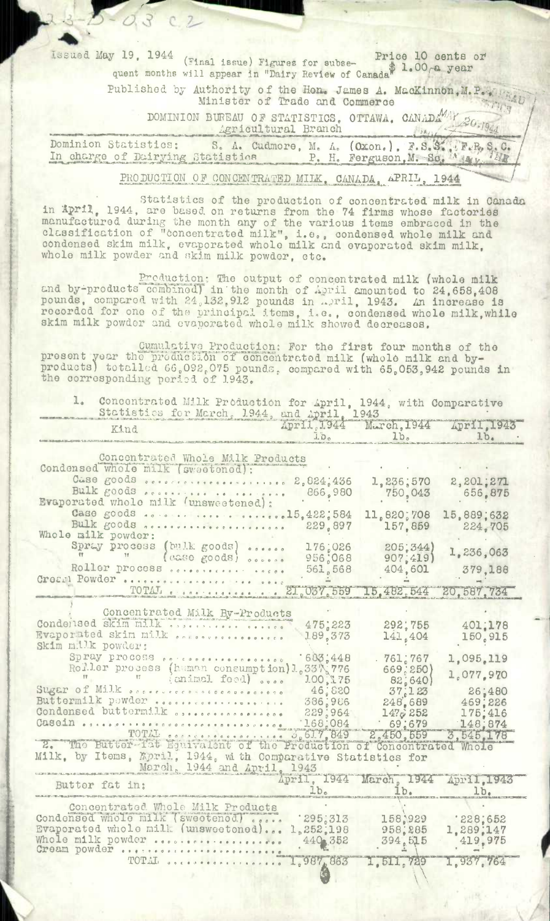23-D-03 C.2

Issued May 19, 1944 (Final issue) Figures for subsequent months will appear in "Dairy Review of Canada" Price 10 cents or $1.00 a year

Published by Authority of the Hon. James A. MacKinnon, M.P., Minister of Trade and Commerce

DOMINION BUREAU OF STATISTICS, OTTAWA, CANADA
Agricultural Branch

Dominion Statistics: S. A. Cudmore, M. A. (Oxon.), F.S.S., F.R.S.C.
In charge of Dairying Statistics P. H. Ferguson, M. Sc.

## PRODUCTION OF CONCENTRATED MILK, CANADA, APRIL, 1944

Statistics of the production of concentrated milk in Canada in April, 1944, are based on returns from the 74 firms whose factories manufactured during the month any of the various items embraced in the classification of "concentrated milk", i.e., condensed whole milk and condensed skim milk, evaporated whole milk and evaporated skim milk, whole milk powder and skim milk powder, etc.

Production: The output of concentrated milk (whole milk and by-products combined) in the month of April amounted to 24,658,408 pounds, compared with 24,132,912 pounds in April, 1943. An increase is recorded for one of the principal items, i.e., condensed whole milk, while skim milk powder and evaporated whole milk showed decreases.

Cumulative Production: For the first four months of the present year the production of concentrated milk (whole milk and by-products) totalled 66,092,075 pounds, compared with 65,053,942 pounds in the corresponding period of 1943.

1. Concentrated Milk Production for April, 1944, with Comparative Statistics for March, 1944, and April, 1943

| Kind | April, 1944 lb. | March, 1944 lb. | April, 1943 lb. |
|---|---|---|---|
| **Concentrated Whole Milk Products** | | | |
| Condensed whole milk (sweetened): | | | |
| Case goods | 2,824,436 | 1,236,570 | 2,201,271 |
| Bulk goods | 866,980 | 750,043 | 656,875 |
| Evaporated whole milk (unsweetened): | | | |
| Case goods | 15,422,584 | 11,820,708 | 15,889,632 |
| Bulk goods | 229,897 | 157,859 | 224,705 |
| Whole milk powder: | | | |
| Spray process (bulk goods) | 176,026 | 205,344 | 1,236,063 |
| " " (case goods) | 956,068 | 907,419 | |
| Roller process | 561,568 | 404,601 | 379,188 |
| Cream Powder | - | - | - |
| TOTAL | 21,037,559 | 15,482,544 | 20,587,734 |
| **Concentrated Milk By-Products** | | | |
| Condensed skim milk | 475,223 | 292,755 | 401,178 |
| Evaporated skim milk | 189,373 | 141,404 | 150,915 |
| Skim milk powder: | | | |
| Spray process | 603,448 | 761,767 | 1,095,119 |
| Roller process (human consumption) | 1,337,776 | 669,250 | 1,077,970 |
| " " (animal food) | 100,175 | 82,640 | |
| Sugar of Milk | 46,620 | 37,123 | 26,480 |
| Buttermilk powder | 386,986 | 248,689 | 469,226 |
| Condensed buttermilk | 229,964 | 147,252 | 175,416 |
| Casein | 168,084 | 69,679 | 148,874 |
| TOTAL | 3,617,849 | 2,450,559 | 3,545,178 |

2. The Butter-fat Equivalent of the Production of Concentrated Whole Milk, by Items, April, 1944, with Comparative Statistics for March, 1944 and April, 1943

| Butter fat in: | April, 1944 lb. | March, 1944 lb. | April, 1943 lb. |
|---|---|---|---|
| **Concentrated Whole Milk Products** | | | |
| Condensed whole milk (sweetened) | 295,313 | 158,929 | 228,652 |
| Evaporated whole milk (unsweetened) | 1,252,198 | 958,285 | 1,289,147 |
| Whole milk powder | 440,352 | 394,515 | 419,975 |
| Cream powder | - | - | - |
| TOTAL | 1,987,863 | 1,511,729 | 1,937,764 |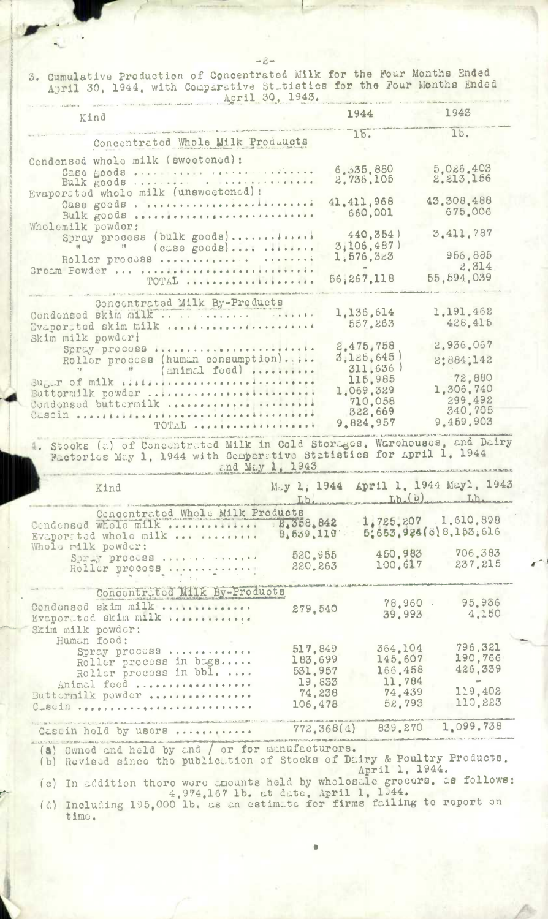3. Cumulative Production of Concentrated Milk for the Four Months Ended April 30, 1944, with Comparative Statistics for the Four Months Ended April 30, 1943.

| Kind | 1944 | 1943 |
|---|---|---|
| | lb. | lb. |
| **Concentrated Whole Milk Products** | | |
| Condensed whole milk (sweetened): | | |
| Case goods | 6,535,880 | 5,026,403 |
| Bulk goods | 2,736,105 | 2,213,156 |
| Evaporated whole milk (unsweetened): | | |
| Case goods | 41,411,968 | 43,308,488 |
| Bulk goods | 660,001 | 675,006 |
| Wholemilk powder: | | |
| Spray process (bulk goods) | 440,354 ) | 3,411,787 |
| " " (case goods) | 3,106,487 ) | |
| Roller process | 1,576,323 | 956,885 |
| Cream Powder | - | 2,314 |
| TOTAL | 56,267,118 | 55,594,039 |
| **Concentrated Milk By-Products** | | |
| Condensed skim milk | 1,136,614 | 1,191,462 |
| Evaporated skim milk | 557,263 | 428,415 |
| Skim milk powder: | | |
| Spray process | 2,475,758 | 2,936,067 |
| Roller process (human consumption) | 3,125,645 ) | 2,884,142 |
| " " (animal feed) | 311,636 ) | |
| Sugar of milk | 115,985 | 72,880 |
| Buttermilk powder | 1,069,329 | 1,306,740 |
| Condensed buttermilk | 710,058 | 299,492 |
| Casein | 322,669 | 340,705 |
| TOTAL | 9,824,957 | 9,459,903 |

4. Stocks (a) of Concentrated Milk in Cold Storages, Warehouses, and Dairy Factories May 1, 1944 with Comparative Statistics for April 1, 1944 and May 1, 1943

| Kind | May 1, 1944 | April 1, 1944 | May 1, 1943 |
|---|---|---|---|
| | Lb. | Lb. (b) | Lb. |
| **Concentrated Whole Milk Products** | | | |
| Condensed whole milk | 2,358,842 | 1,725,207 | 1,610,898 |
| Evaporated whole milk | 8,539,119 | 5,663,924 (c) | 8,153,616 |
| Whole milk powder: | | | |
| Spray process | 520,955 | 450,983 | 706,383 |
| Roller process | 220,263 | 100,617 | 237,215 |
| **Concentrated Milk By-Products** | | | |
| Condensed skim milk | 279,540 | 78,960 | 95,936 |
| Evaporated skim milk | | 39,993 | 4,150 |
| Skim milk powder: | | | |
| Human food: | | | |
| Spray process | 517,849 | 364,104 | 796,321 |
| Roller process in bags | 183,699 | 145,607 | 190,766 |
| Roller process in bbl. | 531,957 | 166,458 | 426,339 |
| Animal feed | 19,833 | 11,784 | - |
| Buttermilk powder | 74,238 | 74,439 | 119,402 |
| Casein | 106,478 | 52,793 | 110,223 |
| Casein held by users | 772,368(d) | 839,270 | 1,099,738 |

(a) Owned and held by and / or for manufacturers.
(b) Revised since the publication of Stocks of Dairy & Poultry Products, April 1, 1944.
(c) In addition there were amounts held by wholesale grocers, as follows: 4,974,167 lb. at date, April 1, 1944.
(d) Including 195,000 lb. as an estimate for firms failing to report on time.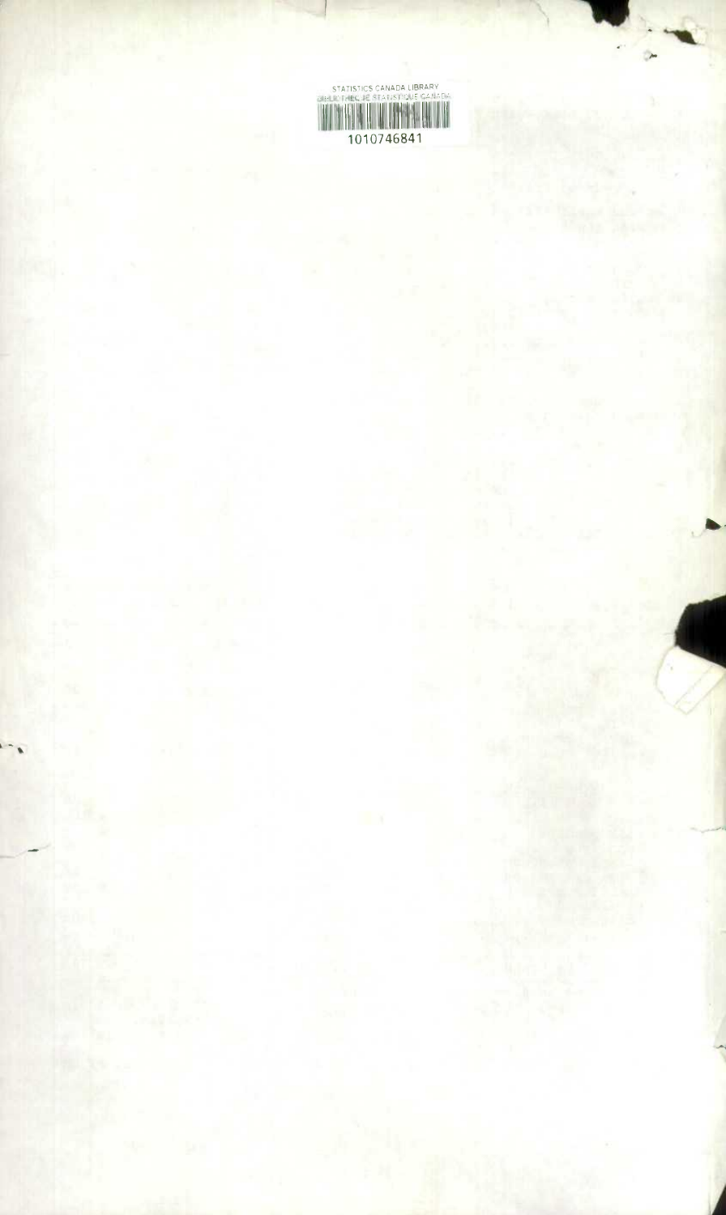STATISTICS CANADA LIBRARY
BIBLIOTHEQUE STATISTIQUE CANADA

1010746841